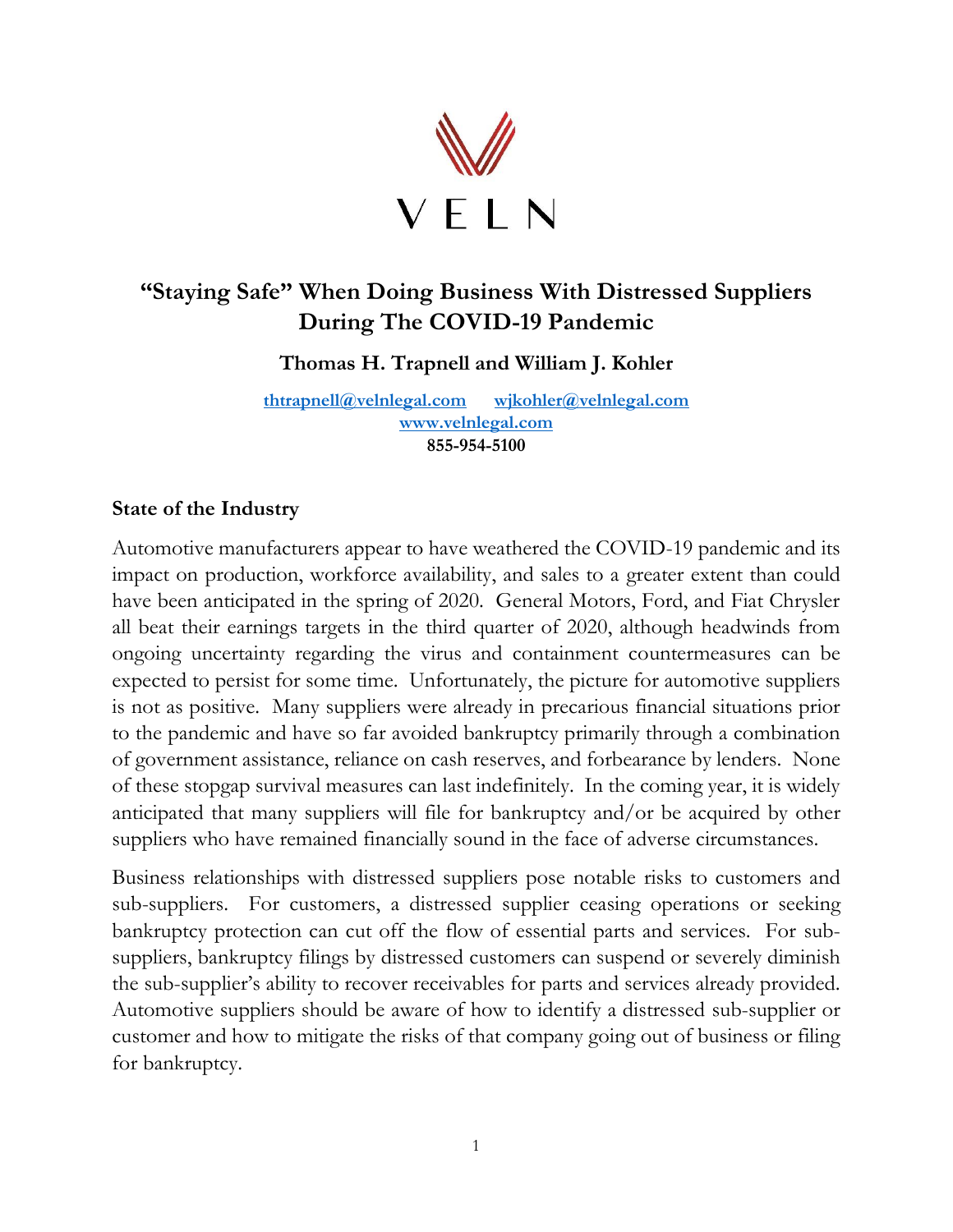VELN

# "Staying Safe" When Doing Business With Distressed Suppliers During The COVID-19 Pandemic

**Thomas H. Trapnell and William J. Kohler**

[thtrapnell@velnlegal.com](mailto:thtrapnell@velnlegal.com) [wjkohler@velnlegal.com](mailto:wjkohler@velnlegal.com)
[www.velnlegal.com](http://www.velnlegal.com)
**855-954-5100**

## State of the Industry

Automotive manufacturers appear to have weathered the COVID-19 pandemic and its impact on production, workforce availability, and sales to a greater extent than could have been anticipated in the spring of 2020. General Motors, Ford, and Fiat Chrysler all beat their earnings targets in the third quarter of 2020, although headwinds from ongoing uncertainty regarding the virus and containment countermeasures can be expected to persist for some time. Unfortunately, the picture for automotive suppliers is not as positive. Many suppliers were already in precarious financial situations prior to the pandemic and have so far avoided bankruptcy primarily through a combination of government assistance, reliance on cash reserves, and forbearance by lenders. None of these stopgap survival measures can last indefinitely. In the coming year, it is widely anticipated that many suppliers will file for bankruptcy and/or be acquired by other suppliers who have remained financially sound in the face of adverse circumstances.

Business relationships with distressed suppliers pose notable risks to customers and sub-suppliers. For customers, a distressed supplier ceasing operations or seeking bankruptcy protection can cut off the flow of essential parts and services. For sub-suppliers, bankruptcy filings by distressed customers can suspend or severely diminish the sub-supplier's ability to recover receivables for parts and services already provided. Automotive suppliers should be aware of how to identify a distressed sub-supplier or customer and how to mitigate the risks of that company going out of business or filing for bankruptcy.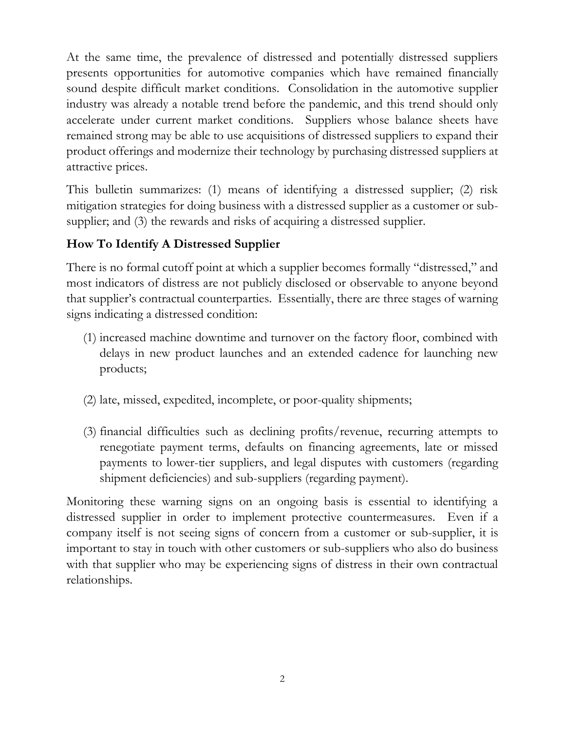At the same time, the prevalence of distressed and potentially distressed suppliers presents opportunities for automotive companies which have remained financially sound despite difficult market conditions. Consolidation in the automotive supplier industry was already a notable trend before the pandemic, and this trend should only accelerate under current market conditions. Suppliers whose balance sheets have remained strong may be able to use acquisitions of distressed suppliers to expand their product offerings and modernize their technology by purchasing distressed suppliers at attractive prices.

This bulletin summarizes: (1) means of identifying a distressed supplier; (2) risk mitigation strategies for doing business with a distressed supplier as a customer or sub-supplier; and (3) the rewards and risks of acquiring a distressed supplier.

## How To Identify A Distressed Supplier

There is no formal cutoff point at which a supplier becomes formally "distressed," and most indicators of distress are not publicly disclosed or observable to anyone beyond that supplier's contractual counterparties. Essentially, there are three stages of warning signs indicating a distressed condition:

(1) increased machine downtime and turnover on the factory floor, combined with delays in new product launches and an extended cadence for launching new products;

(2) late, missed, expedited, incomplete, or poor-quality shipments;

(3) financial difficulties such as declining profits/revenue, recurring attempts to renegotiate payment terms, defaults on financing agreements, late or missed payments to lower-tier suppliers, and legal disputes with customers (regarding shipment deficiencies) and sub-suppliers (regarding payment).

Monitoring these warning signs on an ongoing basis is essential to identifying a distressed supplier in order to implement protective countermeasures. Even if a company itself is not seeing signs of concern from a customer or sub-supplier, it is important to stay in touch with other customers or sub-suppliers who also do business with that supplier who may be experiencing signs of distress in their own contractual relationships.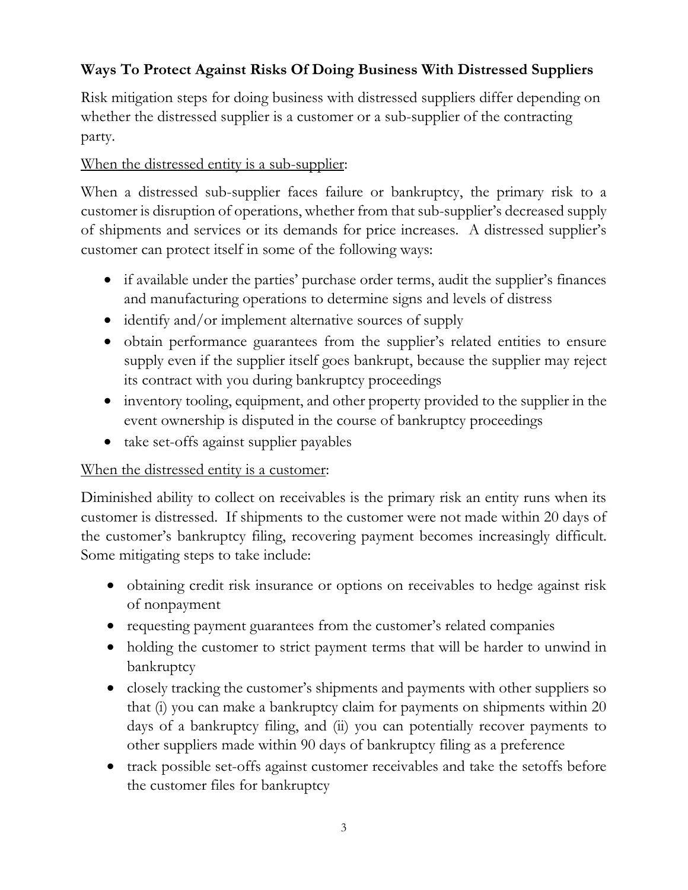## Ways To Protect Against Risks Of Doing Business With Distressed Suppliers

Risk mitigation steps for doing business with distressed suppliers differ depending on whether the distressed supplier is a customer or a sub-supplier of the contracting party.

<u>When the distressed entity is a sub-supplier</u>:

When a distressed sub-supplier faces failure or bankruptcy, the primary risk to a customer is disruption of operations, whether from that sub-supplier's decreased supply of shipments and services or its demands for price increases. A distressed supplier's customer can protect itself in some of the following ways:

- if available under the parties' purchase order terms, audit the supplier's finances and manufacturing operations to determine signs and levels of distress
- identify and/or implement alternative sources of supply
- obtain performance guarantees from the supplier's related entities to ensure supply even if the supplier itself goes bankrupt, because the supplier may reject its contract with you during bankruptcy proceedings
- inventory tooling, equipment, and other property provided to the supplier in the event ownership is disputed in the course of bankruptcy proceedings
- take set-offs against supplier payables

<u>When the distressed entity is a customer</u>:

Diminished ability to collect on receivables is the primary risk an entity runs when its customer is distressed. If shipments to the customer were not made within 20 days of the customer's bankruptcy filing, recovering payment becomes increasingly difficult. Some mitigating steps to take include:

- obtaining credit risk insurance or options on receivables to hedge against risk of nonpayment
- requesting payment guarantees from the customer's related companies
- holding the customer to strict payment terms that will be harder to unwind in bankruptcy
- closely tracking the customer's shipments and payments with other suppliers so that (i) you can make a bankruptcy claim for payments on shipments within 20 days of a bankruptcy filing, and (ii) you can potentially recover payments to other suppliers made within 90 days of bankruptcy filing as a preference
- track possible set-offs against customer receivables and take the setoffs before the customer files for bankruptcy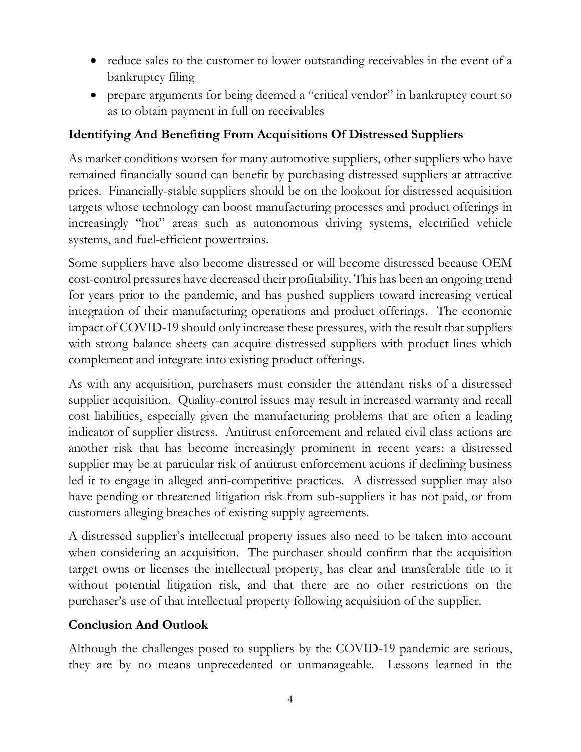- reduce sales to the customer to lower outstanding receivables in the event of a bankruptcy filing
- prepare arguments for being deemed a "critical vendor" in bankruptcy court so as to obtain payment in full on receivables

## Identifying And Benefiting From Acquisitions Of Distressed Suppliers

As market conditions worsen for many automotive suppliers, other suppliers who have remained financially sound can benefit by purchasing distressed suppliers at attractive prices. Financially-stable suppliers should be on the lookout for distressed acquisition targets whose technology can boost manufacturing processes and product offerings in increasingly "hot" areas such as autonomous driving systems, electrified vehicle systems, and fuel-efficient powertrains.

Some suppliers have also become distressed or will become distressed because OEM cost-control pressures have decreased their profitability. This has been an ongoing trend for years prior to the pandemic, and has pushed suppliers toward increasing vertical integration of their manufacturing operations and product offerings. The economic impact of COVID-19 should only increase these pressures, with the result that suppliers with strong balance sheets can acquire distressed suppliers with product lines which complement and integrate into existing product offerings.

As with any acquisition, purchasers must consider the attendant risks of a distressed supplier acquisition. Quality-control issues may result in increased warranty and recall cost liabilities, especially given the manufacturing problems that are often a leading indicator of supplier distress. Antitrust enforcement and related civil class actions are another risk that has become increasingly prominent in recent years: a distressed supplier may be at particular risk of antitrust enforcement actions if declining business led it to engage in alleged anti-competitive practices. A distressed supplier may also have pending or threatened litigation risk from sub-suppliers it has not paid, or from customers alleging breaches of existing supply agreements.

A distressed supplier's intellectual property issues also need to be taken into account when considering an acquisition. The purchaser should confirm that the acquisition target owns or licenses the intellectual property, has clear and transferable title to it without potential litigation risk, and that there are no other restrictions on the purchaser's use of that intellectual property following acquisition of the supplier.

## Conclusion And Outlook

Although the challenges posed to suppliers by the COVID-19 pandemic are serious, they are by no means unprecedented or unmanageable. Lessons learned in the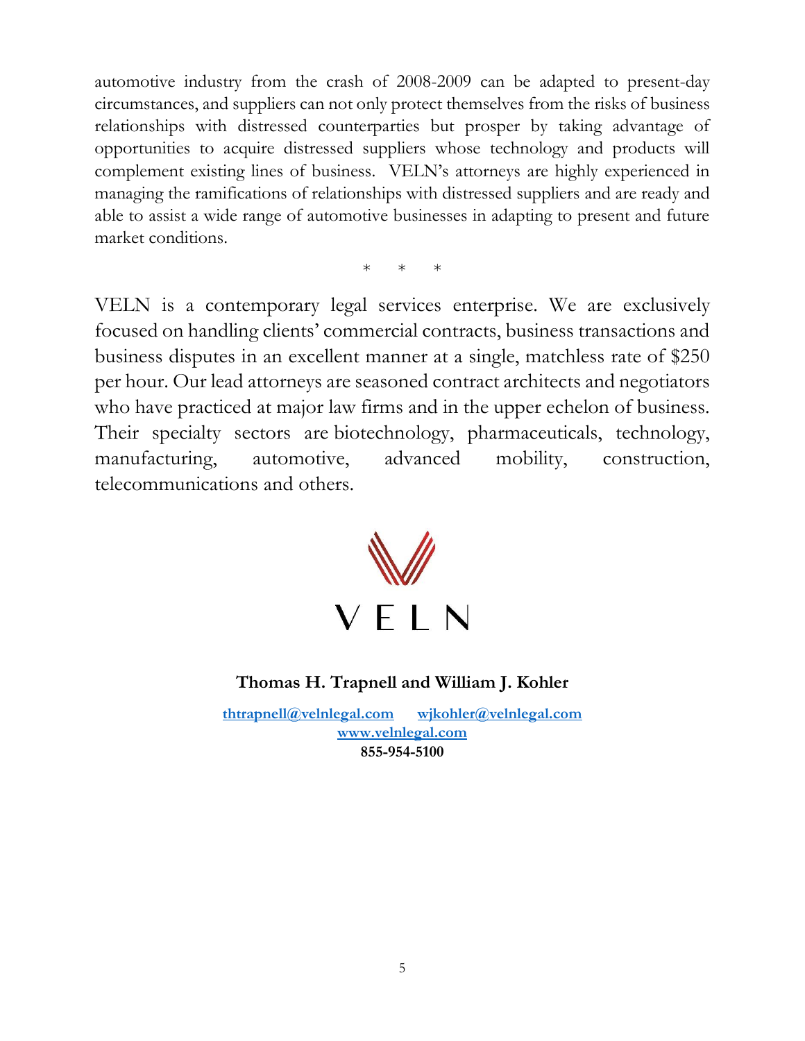automotive industry from the crash of 2008-2009 can be adapted to present-day circumstances, and suppliers can not only protect themselves from the risks of business relationships with distressed counterparties but prosper by taking advantage of opportunities to acquire distressed suppliers whose technology and products will complement existing lines of business. VELN's attorneys are highly experienced in managing the ramifications of relationships with distressed suppliers and are ready and able to assist a wide range of automotive businesses in adapting to present and future market conditions.

\* \* \*

VELN is a contemporary legal services enterprise. We are exclusively focused on handling clients' commercial contracts, business transactions and business disputes in an excellent manner at a single, matchless rate of $250 per hour. Our lead attorneys are seasoned contract architects and negotiators who have practiced at major law firms and in the upper echelon of business. Their specialty sectors are biotechnology, pharmaceuticals, technology, manufacturing, automotive, advanced mobility, construction, telecommunications and others.

VELN

**Thomas H. Trapnell and William J. Kohler**

**thtrapnell@velnlegal.com** **wjkohler@velnlegal.com**
**www.velnlegal.com**
**855-954-5100**